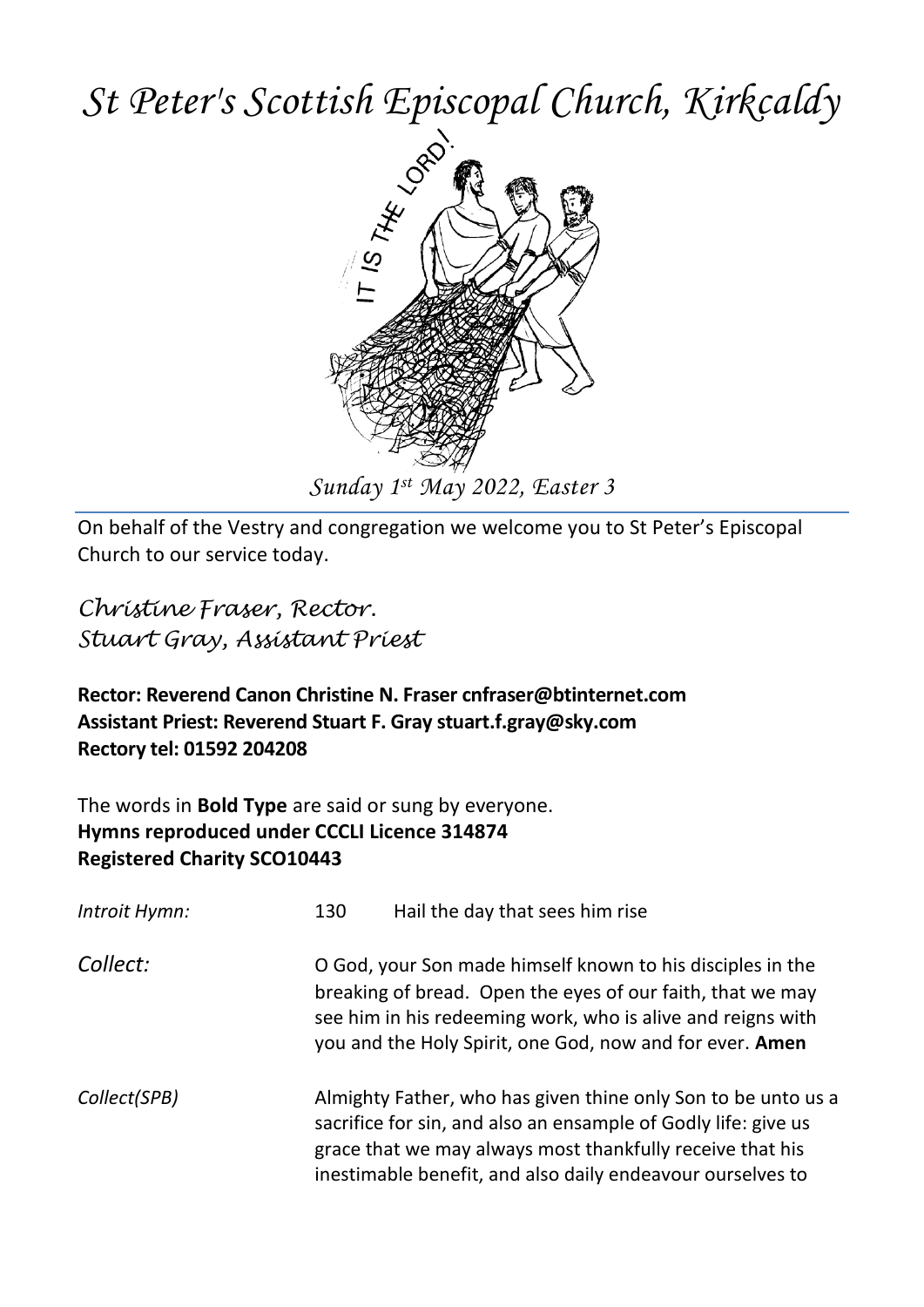# *St Peter's Scottish Episcopal Church, Kirkcaldy*

*Sunday 1st May 2022, Easter 3*

On behalf of the Vestry and congregation we welcome you to St Peter's Episcopal Church to our service today.

*Christine Fraser, Rector.*
*Stuart Gray, Assistant Priest*

**Rector: Reverend Canon Christine N. Fraser cnfraser@btinternet.com**
**Assistant Priest: Reverend Stuart F. Gray stuart.f.gray@sky.com**
**Rectory tel: 01592 204208**

The words in **Bold Type** are said or sung by everyone.
**Hymns reproduced under CCCLI Licence 314874**
**Registered Charity SCO10443**

*Introit Hymn:* 130 Hail the day that sees him rise

*Collect:* O God, your Son made himself known to his disciples in the breaking of bread. Open the eyes of our faith, that we may see him in his redeeming work, who is alive and reigns with you and the Holy Spirit, one God, now and for ever. **Amen**

*Collect(SPB)* Almighty Father, who has given thine only Son to be unto us a sacrifice for sin, and also an ensample of Godly life: give us grace that we may always most thankfully receive that his inestimable benefit, and also daily endeavour ourselves to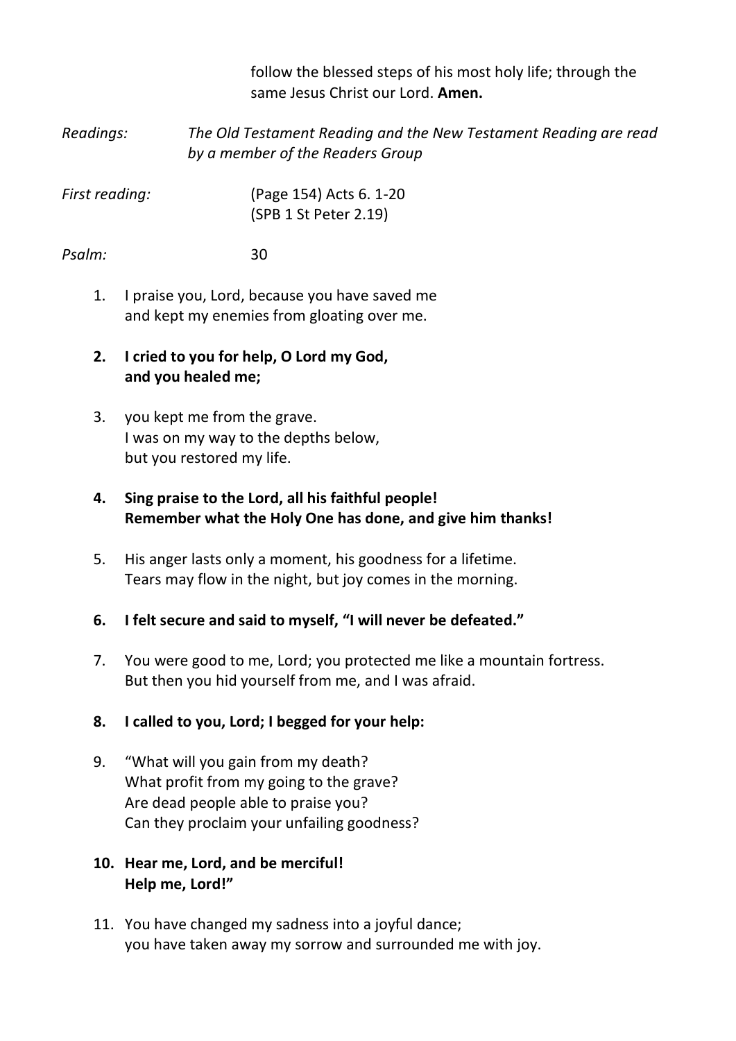follow the blessed steps of his most holy life; through the same Jesus Christ our Lord. **Amen.**

*Readings:* *The Old Testament Reading and the New Testament Reading are read by a member of the Readers Group*

*First reading:* (Page 154) Acts 6. 1-20
(SPB 1 St Peter 2.19)

*Psalm:* 30

1. I praise you, Lord, because you have saved me
   and kept my enemies from gloating over me.

2. **I cried to you for help, O Lord my God,**
   **and you healed me;**

3. you kept me from the grave.
   I was on my way to the depths below,
   but you restored my life.

4. **Sing praise to the Lord, all his faithful people!**
   **Remember what the Holy One has done, and give him thanks!**

5. His anger lasts only a moment, his goodness for a lifetime.
   Tears may flow in the night, but joy comes in the morning.

6. **I felt secure and said to myself, "I will never be defeated."**

7. You were good to me, Lord; you protected me like a mountain fortress.
   But then you hid yourself from me, and I was afraid.

8. **I called to you, Lord; I begged for your help:**

9. "What will you gain from my death?
   What profit from my going to the grave?
   Are dead people able to praise you?
   Can they proclaim your unfailing goodness?

10. **Hear me, Lord, and be merciful!**
    **Help me, Lord!"**

11. You have changed my sadness into a joyful dance;
    you have taken away my sorrow and surrounded me with joy.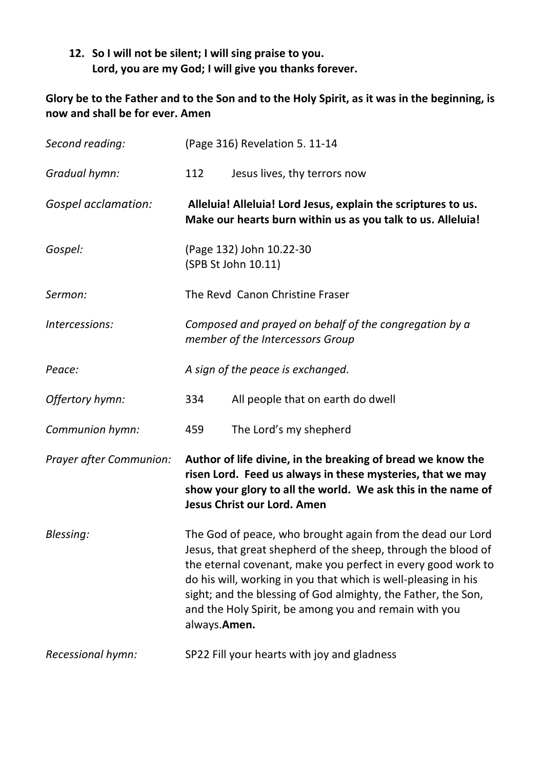12. **So I will not be silent; I will sing praise to you.**
    **Lord, you are my God; I will give you thanks forever.**

**Glory be to the Father and to the Son and to the Holy Spirit, as it was in the beginning, is now and shall be for ever. Amen**

*Second reading:* (Page 316) Revelation 5. 11-14

*Gradual hymn:* 112 Jesus lives, thy terrors now

*Gospel acclamation:* **Alleluia! Alleluia! Lord Jesus, explain the scriptures to us. Make our hearts burn within us as you talk to us. Alleluia!**

*Gospel:* (Page 132) John 10.22-30
(SPB St John 10.11)

*Sermon:* The Revd Canon Christine Fraser

*Intercessions:* *Composed and prayed on behalf of the congregation by a member of the Intercessors Group*

*Peace:* *A sign of the peace is exchanged.*

*Offertory hymn:* 334 All people that on earth do dwell

*Communion hymn:* 459 The Lord's my shepherd

*Prayer after Communion:* **Author of life divine, in the breaking of bread we know the risen Lord. Feed us always in these mysteries, that we may show your glory to all the world. We ask this in the name of Jesus Christ our Lord. Amen**

*Blessing:* The God of peace, who brought again from the dead our Lord Jesus, that great shepherd of the sheep, through the blood of the eternal covenant, make you perfect in every good work to do his will, working in you that which is well-pleasing in his sight; and the blessing of God almighty, the Father, the Son, and the Holy Spirit, be among you and remain with you always.**Amen.**

*Recessional hymn:* SP22 Fill your hearts with joy and gladness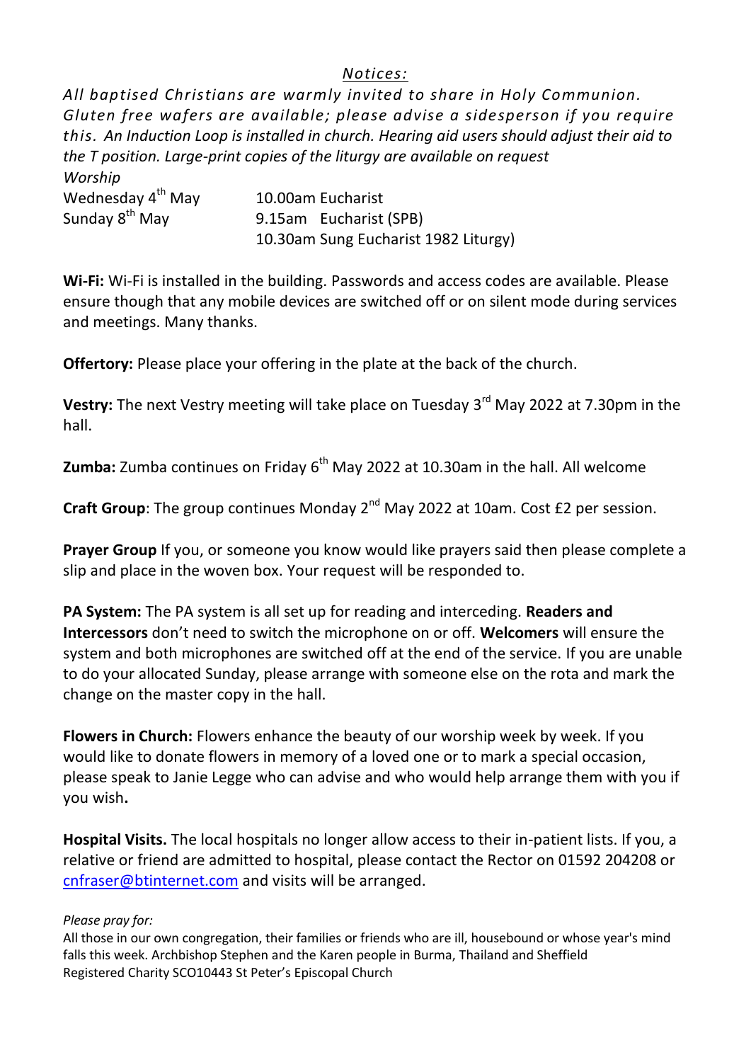*Notices:*

*All baptised Christians are warmly invited to share in Holy Communion. Gluten free wafers are available; please advise a sidesperson if you require this. An Induction Loop is installed in church. Hearing aid users should adjust their aid to the T position. Large-print copies of the liturgy are available on request*

*Worship*

| | |
|---|---|
| Wednesday 4th May | 10.00am Eucharist |
| Sunday 8th May | 9.15am Eucharist (SPB) |
| | 10.30am Sung Eucharist 1982 Liturgy) |

**Wi-Fi:** Wi-Fi is installed in the building. Passwords and access codes are available. Please ensure though that any mobile devices are switched off or on silent mode during services and meetings. Many thanks.

**Offertory:** Please place your offering in the plate at the back of the church.

**Vestry:** The next Vestry meeting will take place on Tuesday 3rd May 2022 at 7.30pm in the hall.

**Zumba:** Zumba continues on Friday 6th May 2022 at 10.30am in the hall. All welcome

**Craft Group**: The group continues Monday 2nd May 2022 at 10am. Cost £2 per session.

**Prayer Group** If you, or someone you know would like prayers said then please complete a slip and place in the woven box. Your request will be responded to.

**PA System:** The PA system is all set up for reading and interceding. **Readers and Intercessors** don't need to switch the microphone on or off. **Welcomers** will ensure the system and both microphones are switched off at the end of the service. If you are unable to do your allocated Sunday, please arrange with someone else on the rota and mark the change on the master copy in the hall.

**Flowers in Church:** Flowers enhance the beauty of our worship week by week. If you would like to donate flowers in memory of a loved one or to mark a special occasion, please speak to Janie Legge who can advise and who would help arrange them with you if you wish**.**

**Hospital Visits.** The local hospitals no longer allow access to their in-patient lists. If you, a relative or friend are admitted to hospital, please contact the Rector on 01592 204208 or cnfraser@btinternet.com and visits will be arranged.

*Please pray for:*

All those in our own congregation, their families or friends who are ill, housebound or whose year's mind falls this week. Archbishop Stephen and the Karen people in Burma, Thailand and Sheffield

Registered Charity SCO10443 St Peter's Episcopal Church